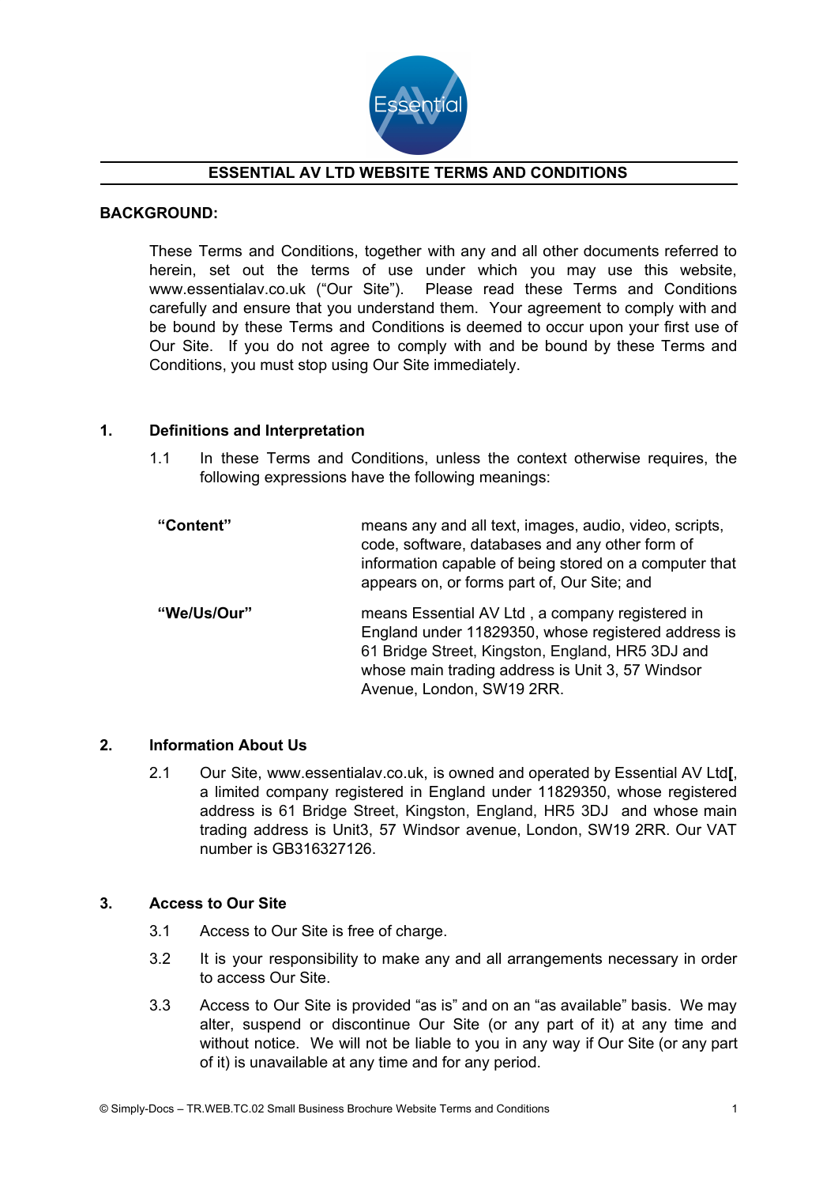# ESSENTIAL AV LTD WEBSITE TERMS AND CONDITIONS

**BACKGROUND:**

These Terms and Conditions, together with any and all other documents referred to herein, set out the terms of use under which you may use this website, www.essentialav.co.uk ("Our Site"). Please read these Terms and Conditions carefully and ensure that you understand them. Your agreement to comply with and be bound by these Terms and Conditions is deemed to occur upon your first use of Our Site. If you do not agree to comply with and be bound by these Terms and Conditions, you must stop using Our Site immediately.

## 1. Definitions and Interpretation

1.1 In these Terms and Conditions, unless the context otherwise requires, the following expressions have the following meanings:

| | |
|---|---|
| **"Content"** | means any and all text, images, audio, video, scripts, code, software, databases and any other form of information capable of being stored on a computer that appears on, or forms part of, Our Site; and |
| **"We/Us/Our"** | means Essential AV Ltd , a company registered in England under 11829350, whose registered address is 61 Bridge Street, Kingston, England, HR5 3DJ and whose main trading address is Unit 3, 57 Windsor Avenue, London, SW19 2RR. |

## 2. Information About Us

2.1 Our Site, www.essentialav.co.uk, is owned and operated by Essential AV Ltd**[**, a limited company registered in England under 11829350, whose registered address is 61 Bridge Street, Kingston, England, HR5 3DJ and whose main trading address is Unit3, 57 Windsor avenue, London, SW19 2RR. Our VAT number is GB316327126.

## 3. Access to Our Site

3.1 Access to Our Site is free of charge.

3.2 It is your responsibility to make any and all arrangements necessary in order to access Our Site.

3.3 Access to Our Site is provided "as is" and on an "as available" basis. We may alter, suspend or discontinue Our Site (or any part of it) at any time and without notice. We will not be liable to you in any way if Our Site (or any part of it) is unavailable at any time and for any period.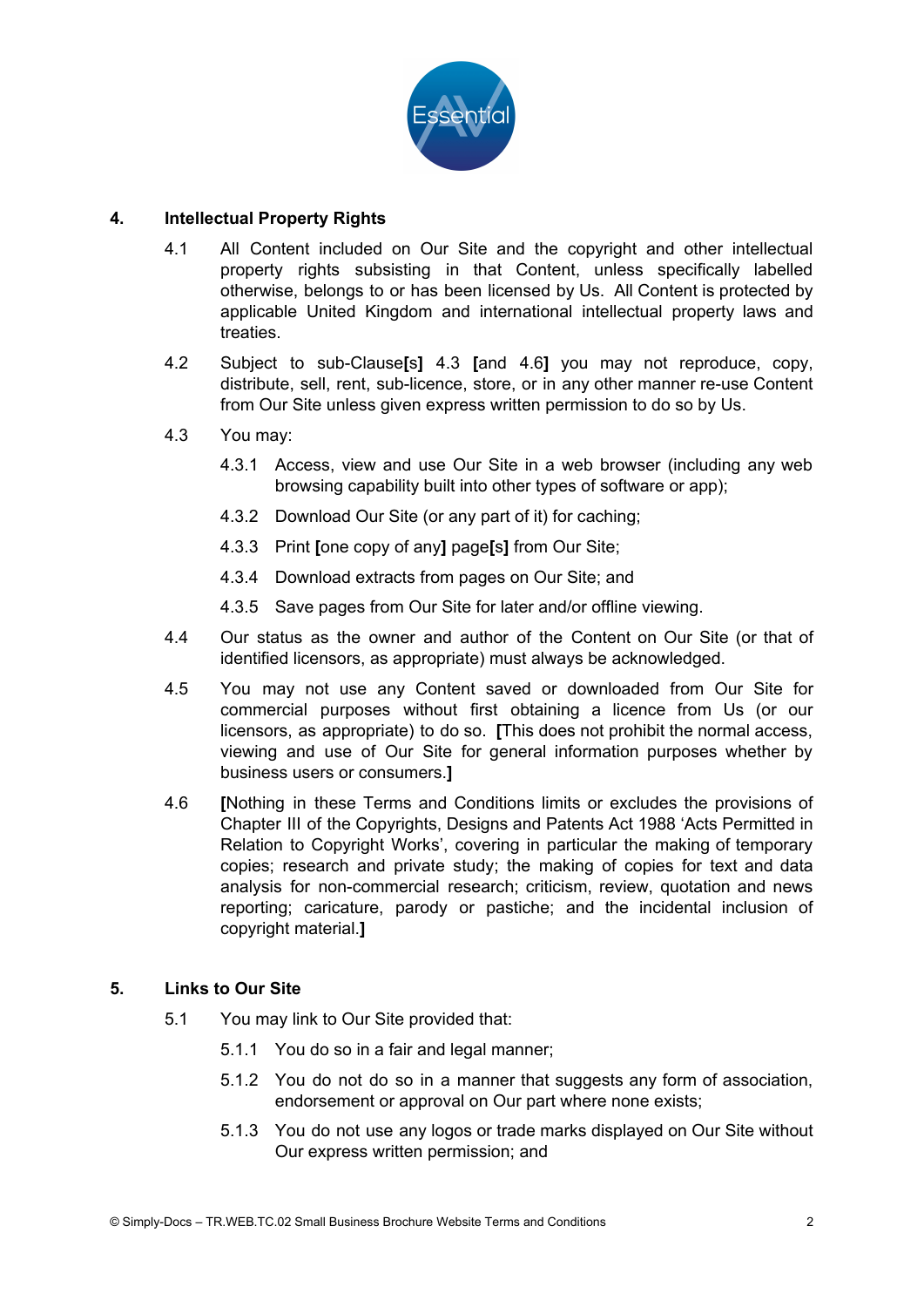## 4. Intellectual Property Rights

4.1 All Content included on Our Site and the copyright and other intellectual property rights subsisting in that Content, unless specifically labelled otherwise, belongs to or has been licensed by Us. All Content is protected by applicable United Kingdom and international intellectual property laws and treaties.

4.2 Subject to sub-Clause**[s]** 4.3 **[**and 4.6**]** you may not reproduce, copy, distribute, sell, rent, sub-licence, store, or in any other manner re-use Content from Our Site unless given express written permission to do so by Us.

4.3 You may:

4.3.1 Access, view and use Our Site in a web browser (including any web browsing capability built into other types of software or app);

4.3.2 Download Our Site (or any part of it) for caching;

4.3.3 Print **[**one copy of any**]** page**[**s**]** from Our Site;

4.3.4 Download extracts from pages on Our Site; and

4.3.5 Save pages from Our Site for later and/or offline viewing.

4.4 Our status as the owner and author of the Content on Our Site (or that of identified licensors, as appropriate) must always be acknowledged.

4.5 You may not use any Content saved or downloaded from Our Site for commercial purposes without first obtaining a licence from Us (or our licensors, as appropriate) to do so. **[**This does not prohibit the normal access, viewing and use of Our Site for general information purposes whether by business users or consumers.**]**

4.6 **[**Nothing in these Terms and Conditions limits or excludes the provisions of Chapter III of the Copyrights, Designs and Patents Act 1988 'Acts Permitted in Relation to Copyright Works', covering in particular the making of temporary copies; research and private study; the making of copies for text and data analysis for non-commercial research; criticism, review, quotation and news reporting; caricature, parody or pastiche; and the incidental inclusion of copyright material.**]**

## 5. Links to Our Site

5.1 You may link to Our Site provided that:

5.1.1 You do so in a fair and legal manner;

5.1.2 You do not do so in a manner that suggests any form of association, endorsement or approval on Our part where none exists;

5.1.3 You do not use any logos or trade marks displayed on Our Site without Our express written permission; and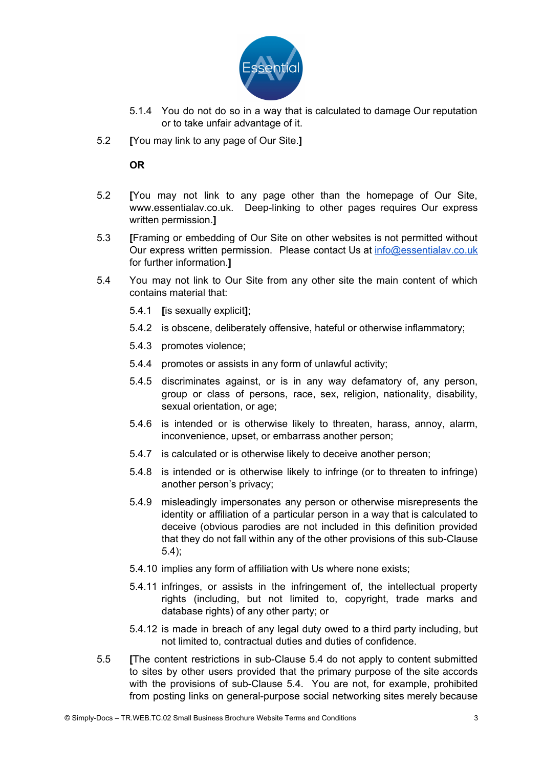5.1.4 You do not do so in a way that is calculated to damage Our reputation or to take unfair advantage of it.

5.2 **[**You may link to any page of Our Site.**]**

**OR**

5.2 **[**You may not link to any page other than the homepage of Our Site, www.essentialav.co.uk. Deep-linking to other pages requires Our express written permission.**]**

5.3 **[**Framing or embedding of Our Site on other websites is not permitted without Our express written permission. Please contact Us at info@essentialav.co.uk for further information.**]**

5.4 You may not link to Our Site from any other site the main content of which contains material that:

5.4.1 **[**is sexually explicit**]**;

5.4.2 is obscene, deliberately offensive, hateful or otherwise inflammatory;

5.4.3 promotes violence;

5.4.4 promotes or assists in any form of unlawful activity;

5.4.5 discriminates against, or is in any way defamatory of, any person, group or class of persons, race, sex, religion, nationality, disability, sexual orientation, or age;

5.4.6 is intended or is otherwise likely to threaten, harass, annoy, alarm, inconvenience, upset, or embarrass another person;

5.4.7 is calculated or is otherwise likely to deceive another person;

5.4.8 is intended or is otherwise likely to infringe (or to threaten to infringe) another person's privacy;

5.4.9 misleadingly impersonates any person or otherwise misrepresents the identity or affiliation of a particular person in a way that is calculated to deceive (obvious parodies are not included in this definition provided that they do not fall within any of the other provisions of this sub-Clause 5.4);

5.4.10 implies any form of affiliation with Us where none exists;

5.4.11 infringes, or assists in the infringement of, the intellectual property rights (including, but not limited to, copyright, trade marks and database rights) of any other party; or

5.4.12 is made in breach of any legal duty owed to a third party including, but not limited to, contractual duties and duties of confidence.

5.5 **[**The content restrictions in sub-Clause 5.4 do not apply to content submitted to sites by other users provided that the primary purpose of the site accords with the provisions of sub-Clause 5.4. You are not, for example, prohibited from posting links on general-purpose social networking sites merely because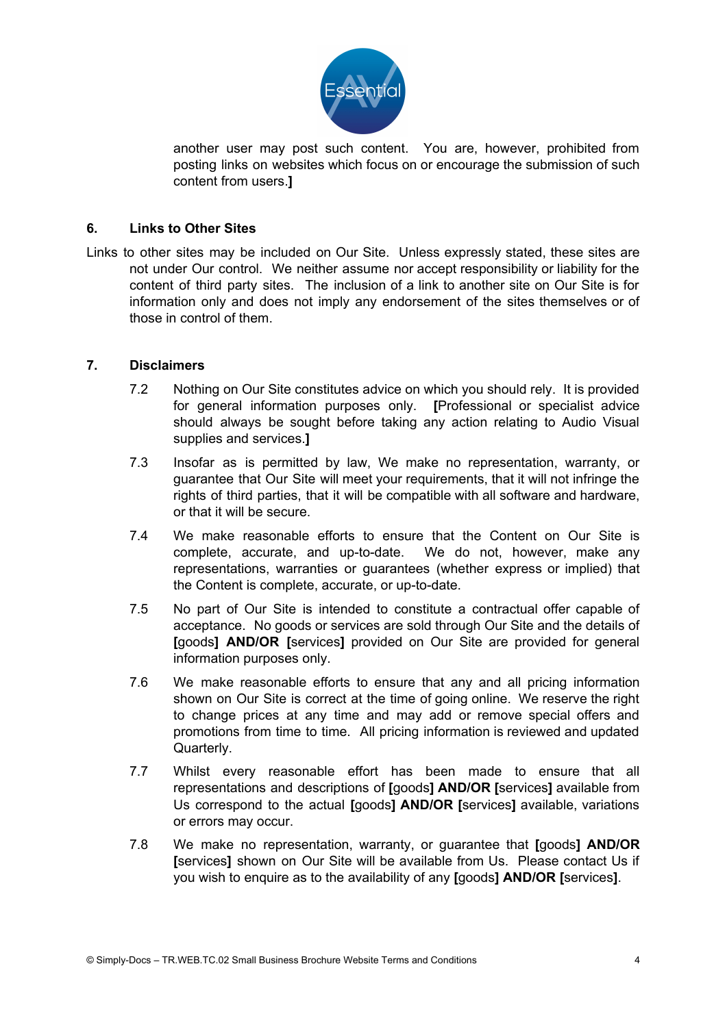another user may post such content. You are, however, prohibited from posting links on websites which focus on or encourage the submission of such content from users.**]**

## 6. Links to Other Sites

Links to other sites may be included on Our Site. Unless expressly stated, these sites are not under Our control. We neither assume nor accept responsibility or liability for the content of third party sites. The inclusion of a link to another site on Our Site is for information only and does not imply any endorsement of the sites themselves or of those in control of them.

## 7. Disclaimers

7.2 Nothing on Our Site constitutes advice on which you should rely. It is provided for general information purposes only. **[**Professional or specialist advice should always be sought before taking any action relating to Audio Visual supplies and services.**]**

7.3 Insofar as is permitted by law, We make no representation, warranty, or guarantee that Our Site will meet your requirements, that it will not infringe the rights of third parties, that it will be compatible with all software and hardware, or that it will be secure.

7.4 We make reasonable efforts to ensure that the Content on Our Site is complete, accurate, and up-to-date. We do not, however, make any representations, warranties or guarantees (whether express or implied) that the Content is complete, accurate, or up-to-date.

7.5 No part of Our Site is intended to constitute a contractual offer capable of acceptance. No goods or services are sold through Our Site and the details of **[**goods**]** **AND/OR** **[**services**]** provided on Our Site are provided for general information purposes only.

7.6 We make reasonable efforts to ensure that any and all pricing information shown on Our Site is correct at the time of going online. We reserve the right to change prices at any time and may add or remove special offers and promotions from time to time. All pricing information is reviewed and updated Quarterly.

7.7 Whilst every reasonable effort has been made to ensure that all representations and descriptions of **[**goods**]** **AND/OR** **[**services**]** available from Us correspond to the actual **[**goods**]** **AND/OR** **[**services**]** available, variations or errors may occur.

7.8 We make no representation, warranty, or guarantee that **[**goods**]** **AND/OR** **[**services**]** shown on Our Site will be available from Us. Please contact Us if you wish to enquire as to the availability of any **[**goods**]** **AND/OR** **[**services**]**.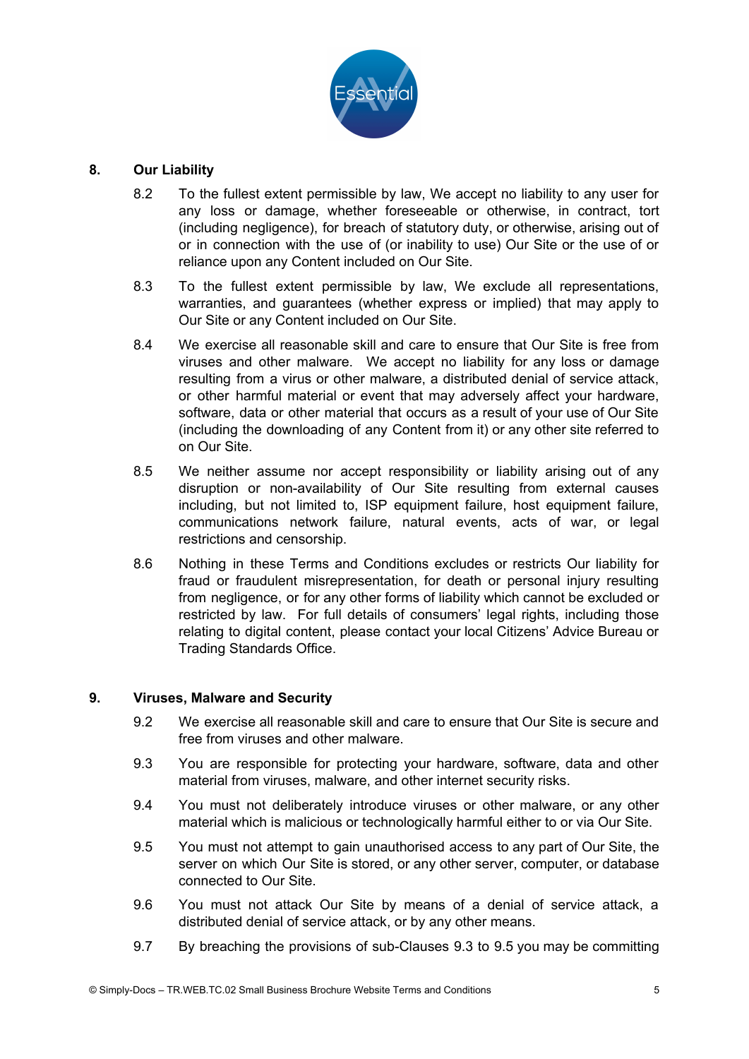## 8. Our Liability

8.2 To the fullest extent permissible by law, We accept no liability to any user for any loss or damage, whether foreseeable or otherwise, in contract, tort (including negligence), for breach of statutory duty, or otherwise, arising out of or in connection with the use of (or inability to use) Our Site or the use of or reliance upon any Content included on Our Site.

8.3 To the fullest extent permissible by law, We exclude all representations, warranties, and guarantees (whether express or implied) that may apply to Our Site or any Content included on Our Site.

8.4 We exercise all reasonable skill and care to ensure that Our Site is free from viruses and other malware. We accept no liability for any loss or damage resulting from a virus or other malware, a distributed denial of service attack, or other harmful material or event that may adversely affect your hardware, software, data or other material that occurs as a result of your use of Our Site (including the downloading of any Content from it) or any other site referred to on Our Site.

8.5 We neither assume nor accept responsibility or liability arising out of any disruption or non-availability of Our Site resulting from external causes including, but not limited to, ISP equipment failure, host equipment failure, communications network failure, natural events, acts of war, or legal restrictions and censorship.

8.6 Nothing in these Terms and Conditions excludes or restricts Our liability for fraud or fraudulent misrepresentation, for death or personal injury resulting from negligence, or for any other forms of liability which cannot be excluded or restricted by law. For full details of consumers' legal rights, including those relating to digital content, please contact your local Citizens' Advice Bureau or Trading Standards Office.

## 9. Viruses, Malware and Security

9.2 We exercise all reasonable skill and care to ensure that Our Site is secure and free from viruses and other malware.

9.3 You are responsible for protecting your hardware, software, data and other material from viruses, malware, and other internet security risks.

9.4 You must not deliberately introduce viruses or other malware, or any other material which is malicious or technologically harmful either to or via Our Site.

9.5 You must not attempt to gain unauthorised access to any part of Our Site, the server on which Our Site is stored, or any other server, computer, or database connected to Our Site.

9.6 You must not attack Our Site by means of a denial of service attack, a distributed denial of service attack, or by any other means.

9.7 By breaching the provisions of sub-Clauses 9.3 to 9.5 you may be committing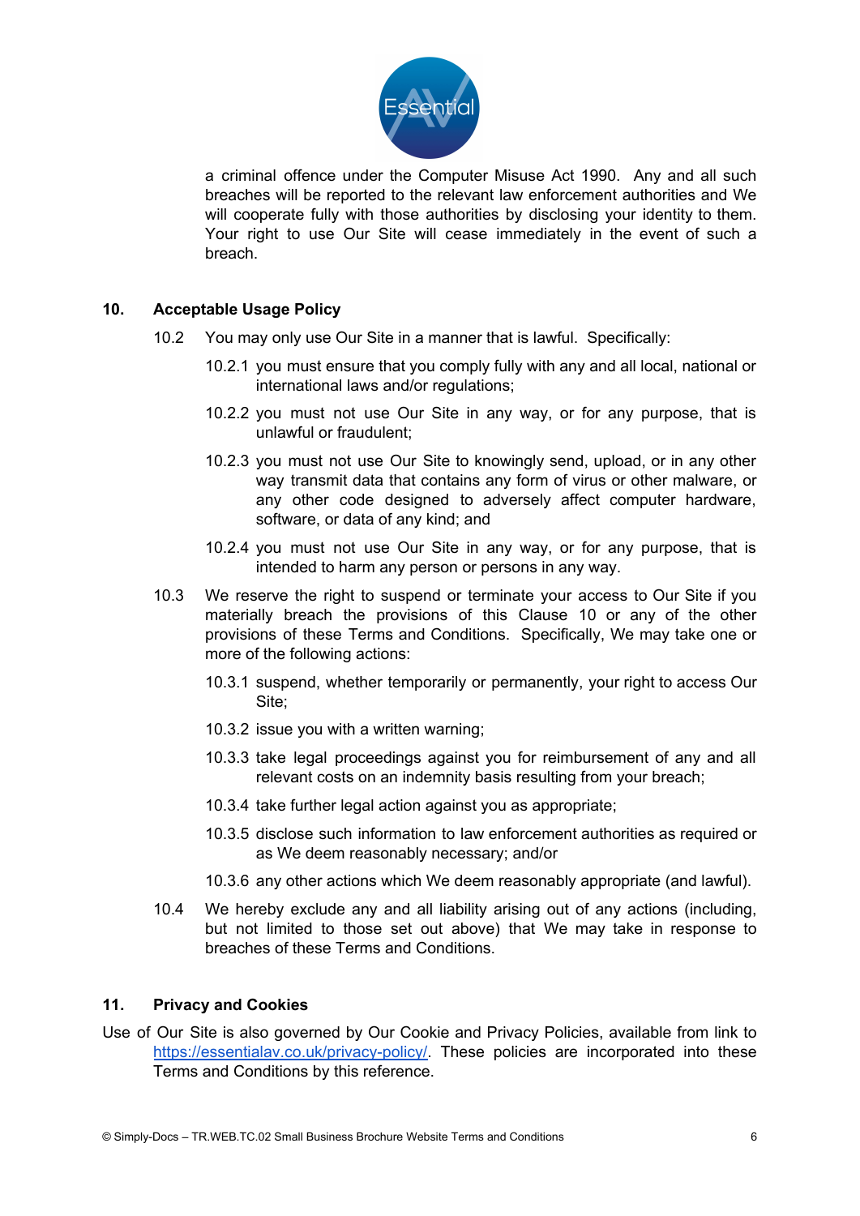a criminal offence under the Computer Misuse Act 1990. Any and all such breaches will be reported to the relevant law enforcement authorities and We will cooperate fully with those authorities by disclosing your identity to them. Your right to use Our Site will cease immediately in the event of such a breach.

## 10. Acceptable Usage Policy

10.2 You may only use Our Site in a manner that is lawful. Specifically:

10.2.1 you must ensure that you comply fully with any and all local, national or international laws and/or regulations;

10.2.2 you must not use Our Site in any way, or for any purpose, that is unlawful or fraudulent;

10.2.3 you must not use Our Site to knowingly send, upload, or in any other way transmit data that contains any form of virus or other malware, or any other code designed to adversely affect computer hardware, software, or data of any kind; and

10.2.4 you must not use Our Site in any way, or for any purpose, that is intended to harm any person or persons in any way.

10.3 We reserve the right to suspend or terminate your access to Our Site if you materially breach the provisions of this Clause 10 or any of the other provisions of these Terms and Conditions. Specifically, We may take one or more of the following actions:

10.3.1 suspend, whether temporarily or permanently, your right to access Our Site;

10.3.2 issue you with a written warning;

10.3.3 take legal proceedings against you for reimbursement of any and all relevant costs on an indemnity basis resulting from your breach;

10.3.4 take further legal action against you as appropriate;

10.3.5 disclose such information to law enforcement authorities as required or as We deem reasonably necessary; and/or

10.3.6 any other actions which We deem reasonably appropriate (and lawful).

10.4 We hereby exclude any and all liability arising out of any actions (including, but not limited to those set out above) that We may take in response to breaches of these Terms and Conditions.

## 11. Privacy and Cookies

Use of Our Site is also governed by Our Cookie and Privacy Policies, available from link to https://essentialav.co.uk/privacy-policy/. These policies are incorporated into these Terms and Conditions by this reference.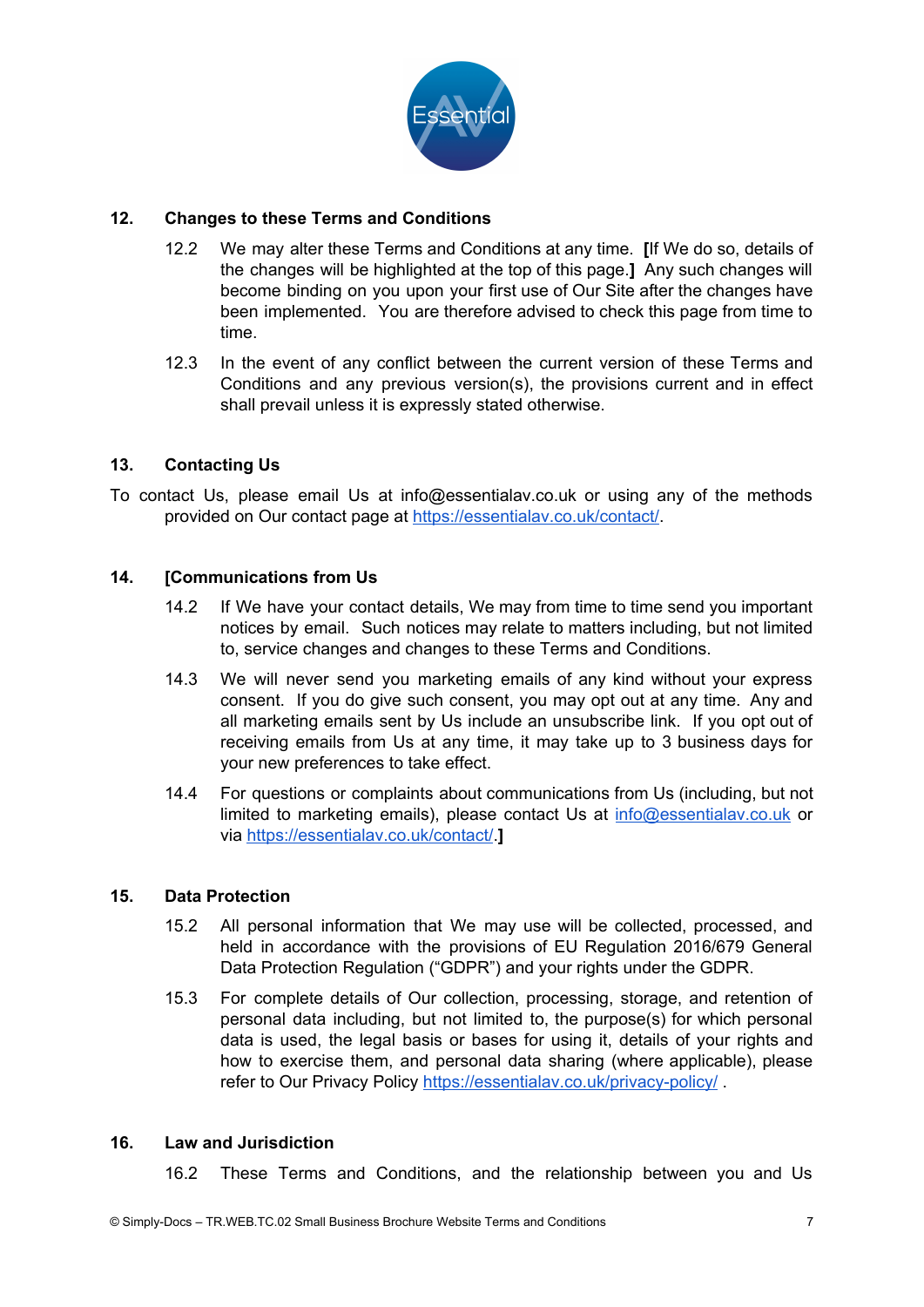## 12. Changes to these Terms and Conditions

12.2 We may alter these Terms and Conditions at any time. **[**If We do so, details of the changes will be highlighted at the top of this page.**]** Any such changes will become binding on you upon your first use of Our Site after the changes have been implemented. You are therefore advised to check this page from time to time.

12.3 In the event of any conflict between the current version of these Terms and Conditions and any previous version(s), the provisions current and in effect shall prevail unless it is expressly stated otherwise.

## 13. Contacting Us

To contact Us, please email Us at info@essentialav.co.uk or using any of the methods provided on Our contact page at [https://essentialav.co.uk/contact/](https://essentialav.co.uk/contact/).

## 14. [Communications from Us

14.2 If We have your contact details, We may from time to time send you important notices by email. Such notices may relate to matters including, but not limited to, service changes and changes to these Terms and Conditions.

14.3 We will never send you marketing emails of any kind without your express consent. If you do give such consent, you may opt out at any time. Any and all marketing emails sent by Us include an unsubscribe link. If you opt out of receiving emails from Us at any time, it may take up to 3 business days for your new preferences to take effect.

14.4 For questions or complaints about communications from Us (including, but not limited to marketing emails), please contact Us at [info@essentialav.co.uk](mailto:info@essentialav.co.uk) or via [https://essentialav.co.uk/contact/](https://essentialav.co.uk/contact/).**]**

## 15. Data Protection

15.2 All personal information that We may use will be collected, processed, and held in accordance with the provisions of EU Regulation 2016/679 General Data Protection Regulation ("GDPR") and your rights under the GDPR.

15.3 For complete details of Our collection, processing, storage, and retention of personal data including, but not limited to, the purpose(s) for which personal data is used, the legal basis or bases for using it, details of your rights and how to exercise them, and personal data sharing (where applicable), please refer to Our Privacy Policy [https://essentialav.co.uk/privacy-policy/](https://essentialav.co.uk/privacy-policy/) .

## 16. Law and Jurisdiction

16.2 These Terms and Conditions, and the relationship between you and Us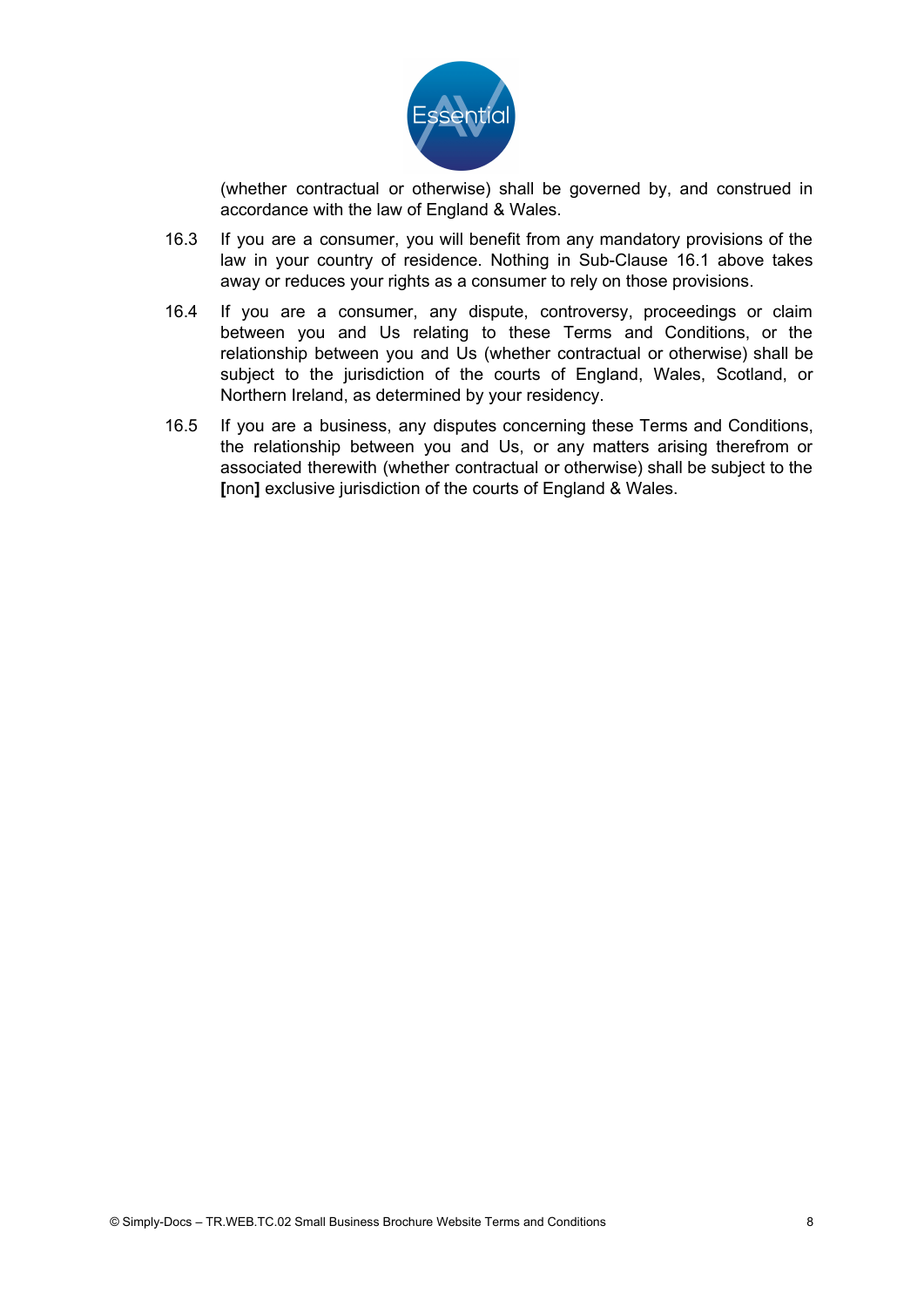(whether contractual or otherwise) shall be governed by, and construed in accordance with the law of England & Wales.

16.3 If you are a consumer, you will benefit from any mandatory provisions of the law in your country of residence. Nothing in Sub-Clause 16.1 above takes away or reduces your rights as a consumer to rely on those provisions.

16.4 If you are a consumer, any dispute, controversy, proceedings or claim between you and Us relating to these Terms and Conditions, or the relationship between you and Us (whether contractual or otherwise) shall be subject to the jurisdiction of the courts of England, Wales, Scotland, or Northern Ireland, as determined by your residency.

16.5 If you are a business, any disputes concerning these Terms and Conditions, the relationship between you and Us, or any matters arising therefrom or associated therewith (whether contractual or otherwise) shall be subject to the **[**non**]** exclusive jurisdiction of the courts of England & Wales.